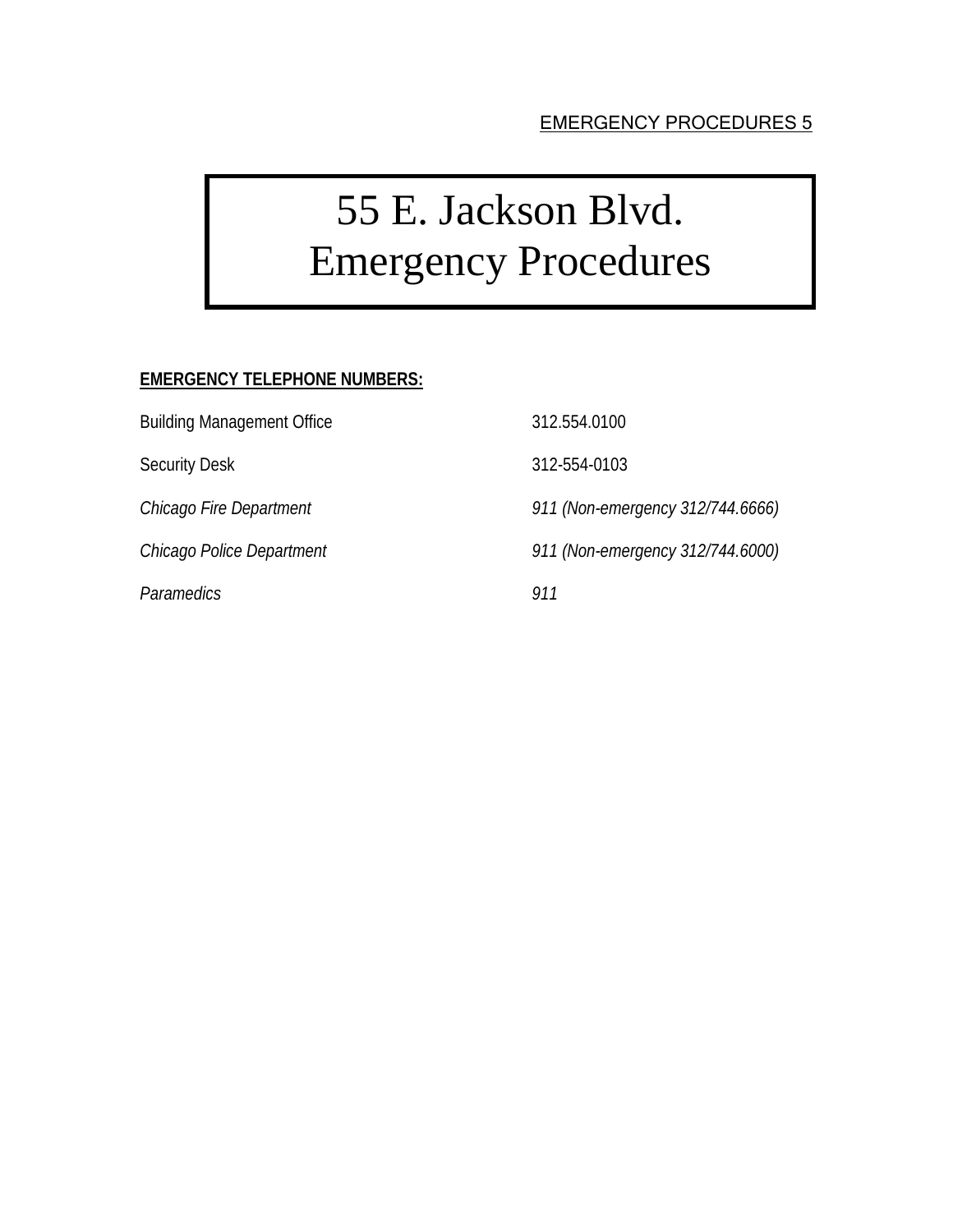# 55 E. Jackson Blvd. Emergency Procedures

**EMERGENCY TELEPHONE NUMBERS:**

| | |
|---|---|
| Building Management Office | 312.554.0100 |
| Security Desk | 312-554-0103 |
| *Chicago Fire Department* | *911 (Non-emergency 312/744.6666)* |
| *Chicago Police Department* | *911 (Non-emergency 312/744.6000)* |
| *Paramedics* | *911* |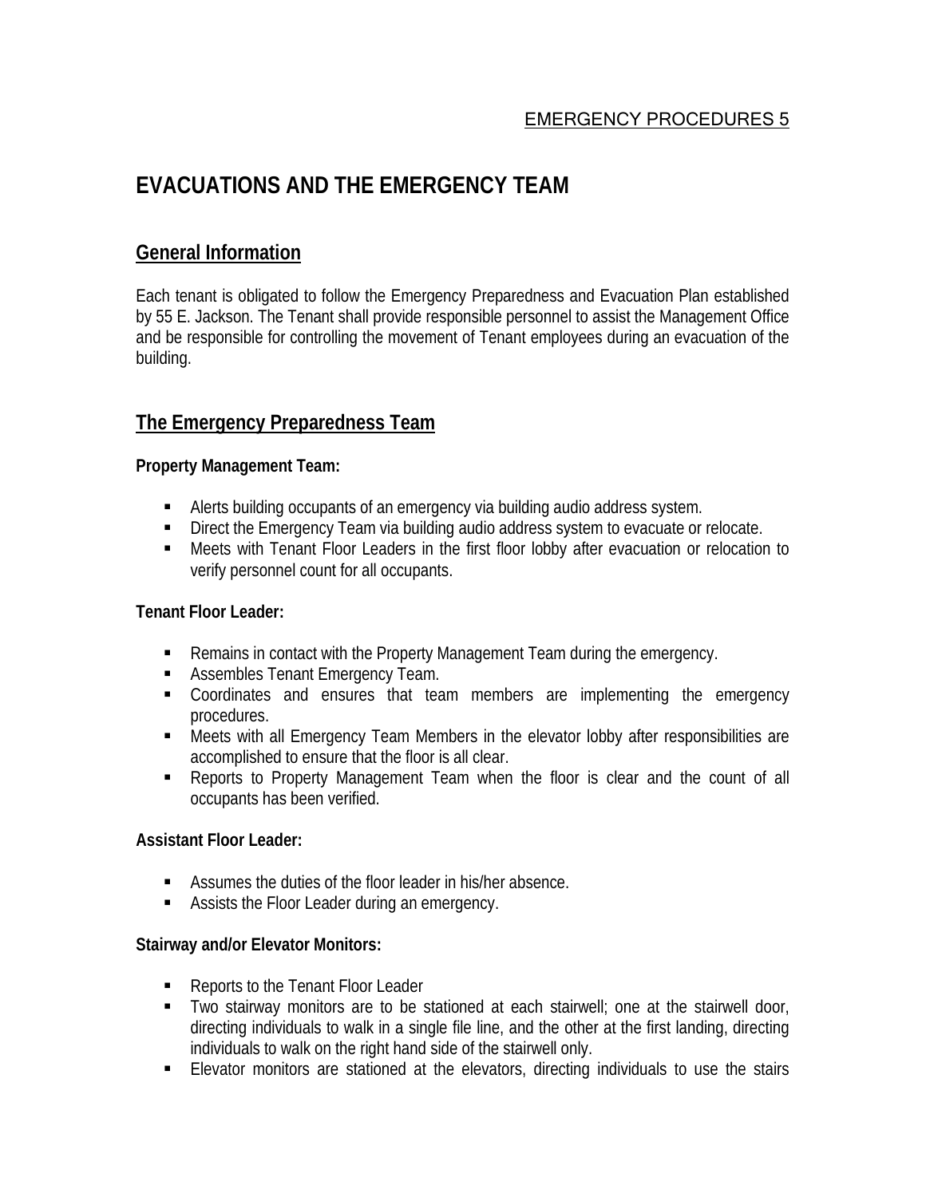# EVACUATIONS AND THE EMERGENCY TEAM

## General Information

Each tenant is obligated to follow the Emergency Preparedness and Evacuation Plan established by 55 E. Jackson. The Tenant shall provide responsible personnel to assist the Management Office and be responsible for controlling the movement of Tenant employees during an evacuation of the building.

## The Emergency Preparedness Team

**Property Management Team:**

- Alerts building occupants of an emergency via building audio address system.
- Direct the Emergency Team via building audio address system to evacuate or relocate.
- Meets with Tenant Floor Leaders in the first floor lobby after evacuation or relocation to verify personnel count for all occupants.

**Tenant Floor Leader:**

- Remains in contact with the Property Management Team during the emergency.
- Assembles Tenant Emergency Team.
- Coordinates and ensures that team members are implementing the emergency procedures.
- Meets with all Emergency Team Members in the elevator lobby after responsibilities are accomplished to ensure that the floor is all clear.
- Reports to Property Management Team when the floor is clear and the count of all occupants has been verified.

**Assistant Floor Leader:**

- Assumes the duties of the floor leader in his/her absence.
- Assists the Floor Leader during an emergency.

**Stairway and/or Elevator Monitors:**

- Reports to the Tenant Floor Leader
- Two stairway monitors are to be stationed at each stairwell; one at the stairwell door, directing individuals to walk in a single file line, and the other at the first landing, directing individuals to walk on the right hand side of the stairwell only.
- Elevator monitors are stationed at the elevators, directing individuals to use the stairs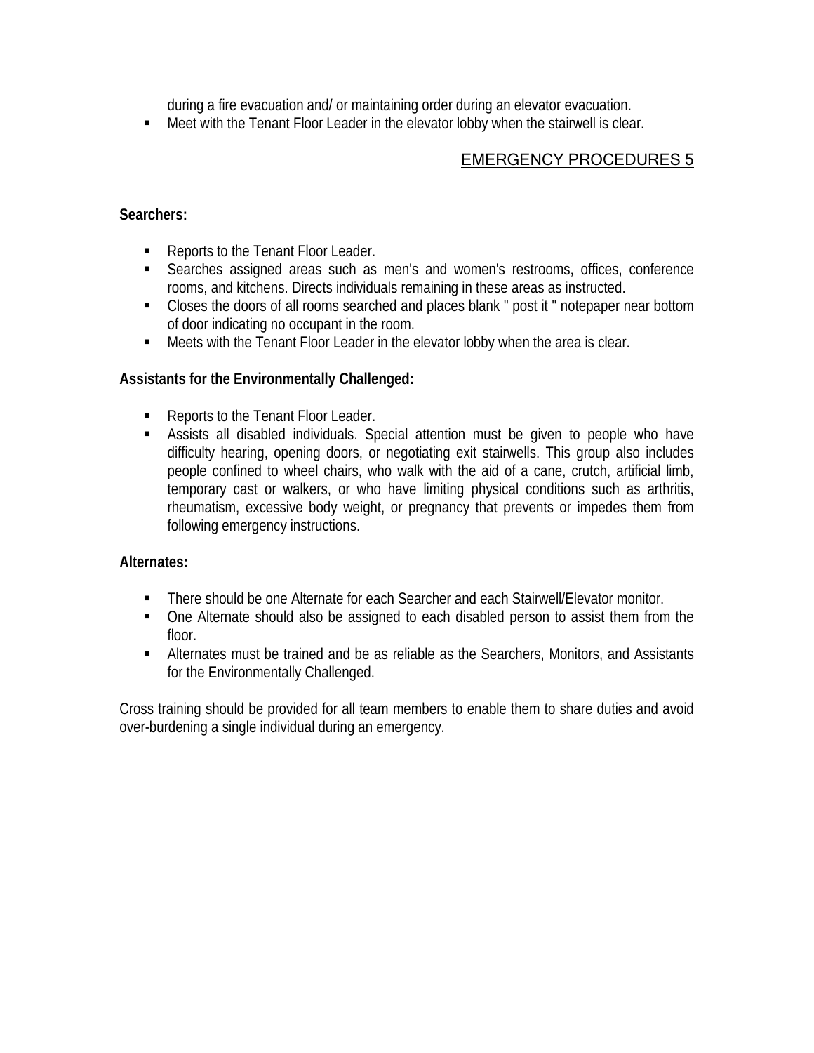during a fire evacuation and/ or maintaining order during an elevator evacuation.

- Meet with the Tenant Floor Leader in the elevator lobby when the stairwell is clear.

## EMERGENCY PROCEDURES 5

**Searchers:**

- Reports to the Tenant Floor Leader.
- Searches assigned areas such as men's and women's restrooms, offices, conference rooms, and kitchens. Directs individuals remaining in these areas as instructed.
- Closes the doors of all rooms searched and places blank " post it " notepaper near bottom of door indicating no occupant in the room.
- Meets with the Tenant Floor Leader in the elevator lobby when the area is clear.

**Assistants for the Environmentally Challenged:**

- Reports to the Tenant Floor Leader.
- Assists all disabled individuals. Special attention must be given to people who have difficulty hearing, opening doors, or negotiating exit stairwells. This group also includes people confined to wheel chairs, who walk with the aid of a cane, crutch, artificial limb, temporary cast or walkers, or who have limiting physical conditions such as arthritis, rheumatism, excessive body weight, or pregnancy that prevents or impedes them from following emergency instructions.

**Alternates:**

- There should be one Alternate for each Searcher and each Stairwell/Elevator monitor.
- One Alternate should also be assigned to each disabled person to assist them from the floor.
- Alternates must be trained and be as reliable as the Searchers, Monitors, and Assistants for the Environmentally Challenged.

Cross training should be provided for all team members to enable them to share duties and avoid over-burdening a single individual during an emergency.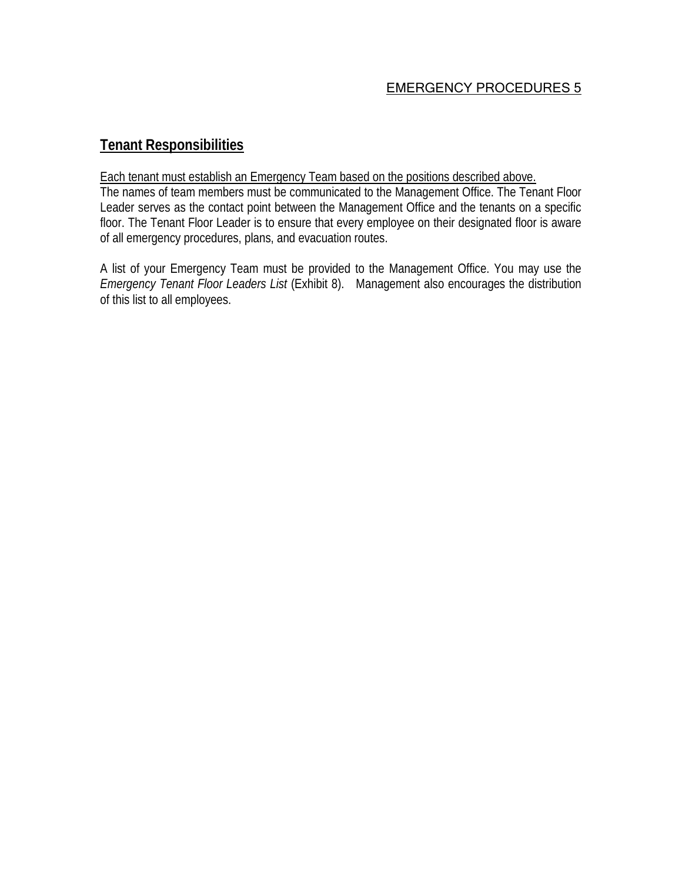## Tenant Responsibilities

Each tenant must establish an Emergency Team based on the positions described above.
The names of team members must be communicated to the Management Office. The Tenant Floor Leader serves as the contact point between the Management Office and the tenants on a specific floor. The Tenant Floor Leader is to ensure that every employee on their designated floor is aware of all emergency procedures, plans, and evacuation routes.

A list of your Emergency Team must be provided to the Management Office. You may use the *Emergency Tenant Floor Leaders List* (Exhibit 8). Management also encourages the distribution of this list to all employees.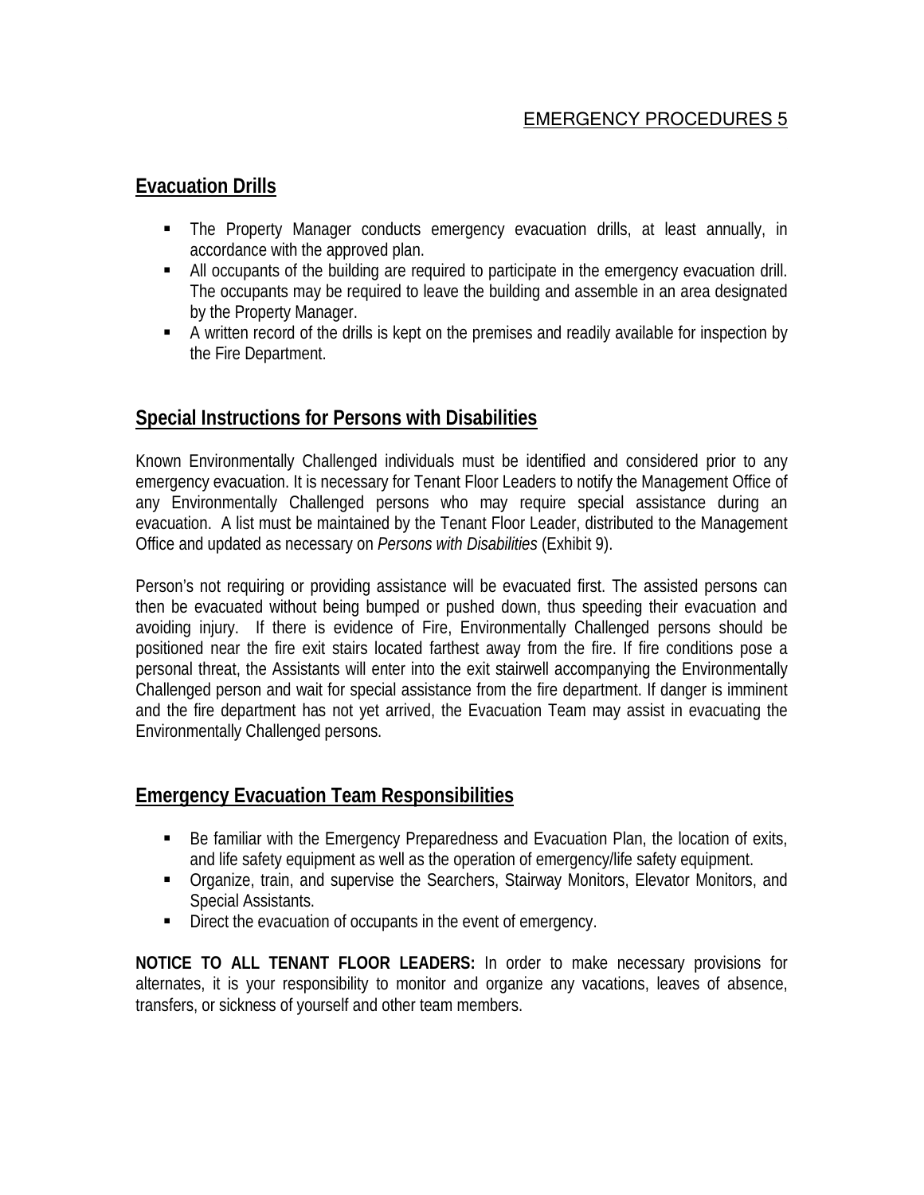## Evacuation Drills

- The Property Manager conducts emergency evacuation drills, at least annually, in accordance with the approved plan.
- All occupants of the building are required to participate in the emergency evacuation drill. The occupants may be required to leave the building and assemble in an area designated by the Property Manager.
- A written record of the drills is kept on the premises and readily available for inspection by the Fire Department.

## Special Instructions for Persons with Disabilities

Known Environmentally Challenged individuals must be identified and considered prior to any emergency evacuation. It is necessary for Tenant Floor Leaders to notify the Management Office of any Environmentally Challenged persons who may require special assistance during an evacuation. A list must be maintained by the Tenant Floor Leader, distributed to the Management Office and updated as necessary on *Persons with Disabilities* (Exhibit 9).

Person's not requiring or providing assistance will be evacuated first. The assisted persons can then be evacuated without being bumped or pushed down, thus speeding their evacuation and avoiding injury. If there is evidence of Fire, Environmentally Challenged persons should be positioned near the fire exit stairs located farthest away from the fire. If fire conditions pose a personal threat, the Assistants will enter into the exit stairwell accompanying the Environmentally Challenged person and wait for special assistance from the fire department. If danger is imminent and the fire department has not yet arrived, the Evacuation Team may assist in evacuating the Environmentally Challenged persons.

## Emergency Evacuation Team Responsibilities

- Be familiar with the Emergency Preparedness and Evacuation Plan, the location of exits, and life safety equipment as well as the operation of emergency/life safety equipment.
- Organize, train, and supervise the Searchers, Stairway Monitors, Elevator Monitors, and Special Assistants.
- Direct the evacuation of occupants in the event of emergency.

**NOTICE TO ALL TENANT FLOOR LEADERS:** In order to make necessary provisions for alternates, it is your responsibility to monitor and organize any vacations, leaves of absence, transfers, or sickness of yourself and other team members.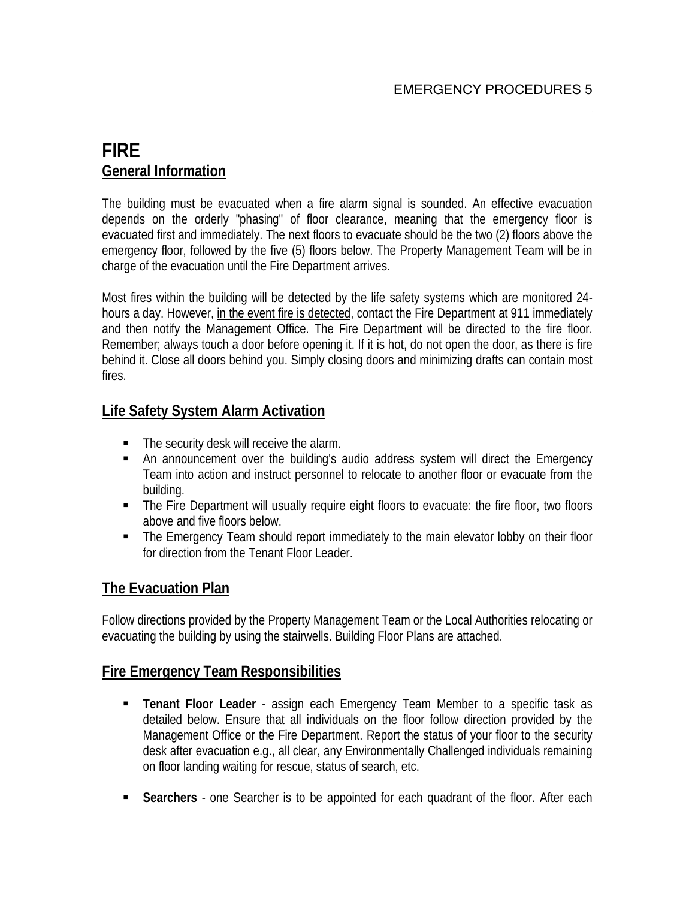# FIRE

## General Information

The building must be evacuated when a fire alarm signal is sounded. An effective evacuation depends on the orderly "phasing" of floor clearance, meaning that the emergency floor is evacuated first and immediately. The next floors to evacuate should be the two (2) floors above the emergency floor, followed by the five (5) floors below. The Property Management Team will be in charge of the evacuation until the Fire Department arrives.

Most fires within the building will be detected by the life safety systems which are monitored 24-hours a day. However, <u>in the event fire is detected</u>, contact the Fire Department at 911 immediately and then notify the Management Office. The Fire Department will be directed to the fire floor. Remember; always touch a door before opening it. If it is hot, do not open the door, as there is fire behind it. Close all doors behind you. Simply closing doors and minimizing drafts can contain most fires.

## Life Safety System Alarm Activation

- The security desk will receive the alarm.
- An announcement over the building's audio address system will direct the Emergency Team into action and instruct personnel to relocate to another floor or evacuate from the building.
- The Fire Department will usually require eight floors to evacuate: the fire floor, two floors above and five floors below.
- The Emergency Team should report immediately to the main elevator lobby on their floor for direction from the Tenant Floor Leader.

## The Evacuation Plan

Follow directions provided by the Property Management Team or the Local Authorities relocating or evacuating the building by using the stairwells. Building Floor Plans are attached.

## Fire Emergency Team Responsibilities

- **Tenant Floor Leader** - assign each Emergency Team Member to a specific task as detailed below. Ensure that all individuals on the floor follow direction provided by the Management Office or the Fire Department. Report the status of your floor to the security desk after evacuation e.g., all clear, any Environmentally Challenged individuals remaining on floor landing waiting for rescue, status of search, etc.
- **Searchers** - one Searcher is to be appointed for each quadrant of the floor. After each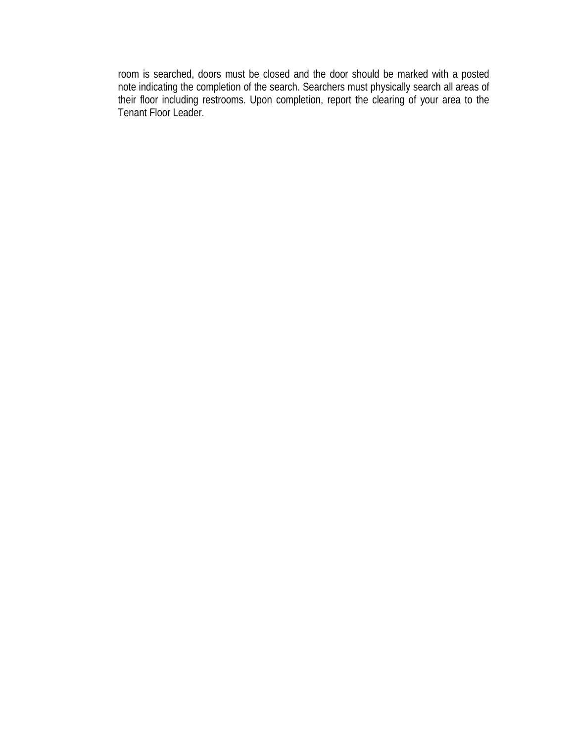room is searched, doors must be closed and the door should be marked with a posted note indicating the completion of the search. Searchers must physically search all areas of their floor including restrooms. Upon completion, report the clearing of your area to the Tenant Floor Leader.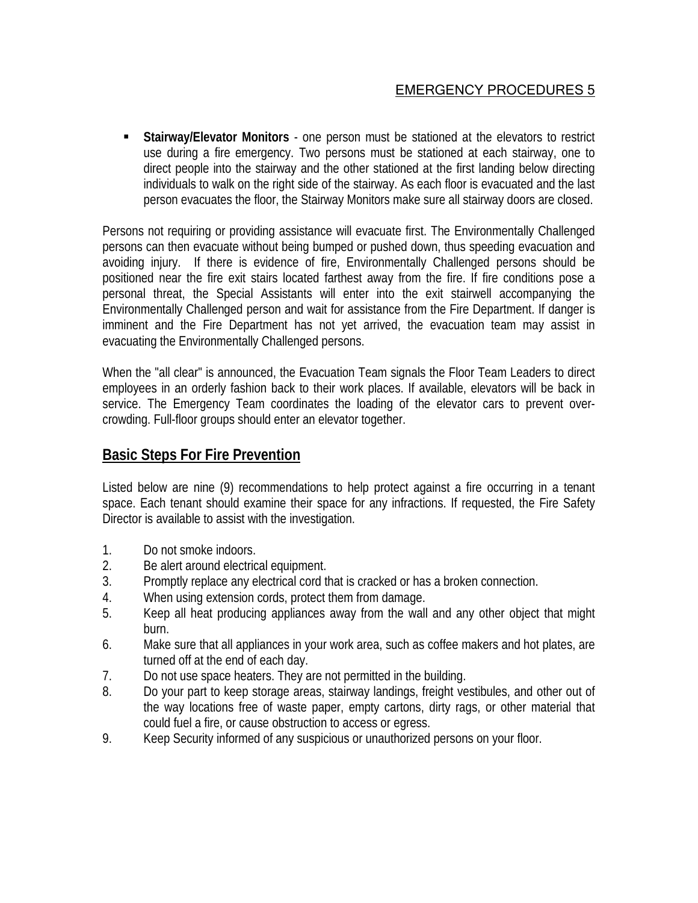- **Stairway/Elevator Monitors** - one person must be stationed at the elevators to restrict use during a fire emergency. Two persons must be stationed at each stairway, one to direct people into the stairway and the other stationed at the first landing below directing individuals to walk on the right side of the stairway. As each floor is evacuated and the last person evacuates the floor, the Stairway Monitors make sure all stairway doors are closed.

Persons not requiring or providing assistance will evacuate first. The Environmentally Challenged persons can then evacuate without being bumped or pushed down, thus speeding evacuation and avoiding injury. If there is evidence of fire, Environmentally Challenged persons should be positioned near the fire exit stairs located farthest away from the fire. If fire conditions pose a personal threat, the Special Assistants will enter into the exit stairwell accompanying the Environmentally Challenged person and wait for assistance from the Fire Department. If danger is imminent and the Fire Department has not yet arrived, the evacuation team may assist in evacuating the Environmentally Challenged persons.

When the "all clear" is announced, the Evacuation Team signals the Floor Team Leaders to direct employees in an orderly fashion back to their work places. If available, elevators will be back in service. The Emergency Team coordinates the loading of the elevator cars to prevent over-crowding. Full-floor groups should enter an elevator together.

## Basic Steps For Fire Prevention

Listed below are nine (9) recommendations to help protect against a fire occurring in a tenant space. Each tenant should examine their space for any infractions. If requested, the Fire Safety Director is available to assist with the investigation.

1. Do not smoke indoors.
2. Be alert around electrical equipment.
3. Promptly replace any electrical cord that is cracked or has a broken connection.
4. When using extension cords, protect them from damage.
5. Keep all heat producing appliances away from the wall and any other object that might burn.
6. Make sure that all appliances in your work area, such as coffee makers and hot plates, are turned off at the end of each day.
7. Do not use space heaters. They are not permitted in the building.
8. Do your part to keep storage areas, stairway landings, freight vestibules, and other out of the way locations free of waste paper, empty cartons, dirty rags, or other material that could fuel a fire, or cause obstruction to access or egress.
9. Keep Security informed of any suspicious or unauthorized persons on your floor.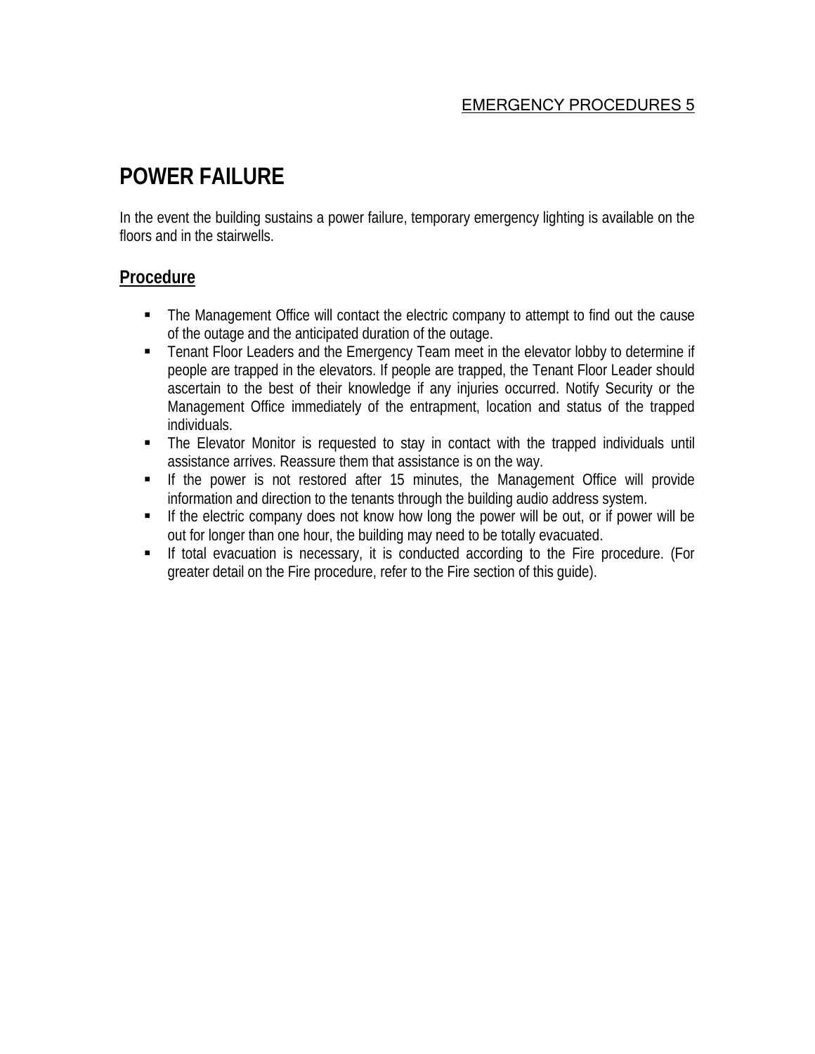# POWER FAILURE

In the event the building sustains a power failure, temporary emergency lighting is available on the floors and in the stairwells.

## Procedure

- The Management Office will contact the electric company to attempt to find out the cause of the outage and the anticipated duration of the outage.
- Tenant Floor Leaders and the Emergency Team meet in the elevator lobby to determine if people are trapped in the elevators. If people are trapped, the Tenant Floor Leader should ascertain to the best of their knowledge if any injuries occurred. Notify Security or the Management Office immediately of the entrapment, location and status of the trapped individuals.
- The Elevator Monitor is requested to stay in contact with the trapped individuals until assistance arrives. Reassure them that assistance is on the way.
- If the power is not restored after 15 minutes, the Management Office will provide information and direction to the tenants through the building audio address system.
- If the electric company does not know how long the power will be out, or if power will be out for longer than one hour, the building may need to be totally evacuated.
- If total evacuation is necessary, it is conducted according to the Fire procedure. (For greater detail on the Fire procedure, refer to the Fire section of this guide).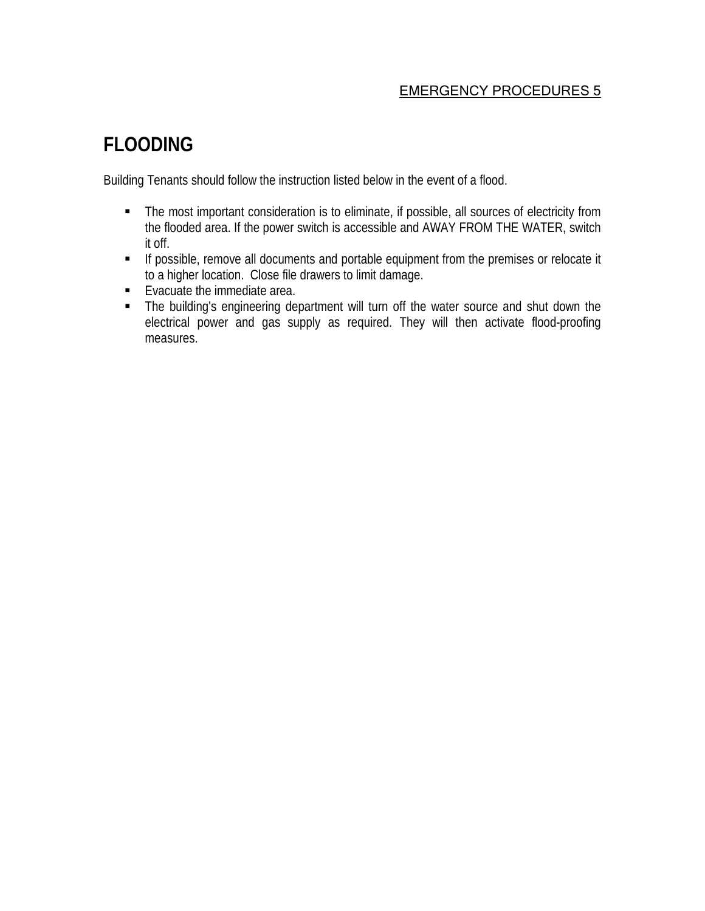# FLOODING

Building Tenants should follow the instruction listed below in the event of a flood.

- The most important consideration is to eliminate, if possible, all sources of electricity from the flooded area. If the power switch is accessible and AWAY FROM THE WATER, switch it off.
- If possible, remove all documents and portable equipment from the premises or relocate it to a higher location. Close file drawers to limit damage.
- Evacuate the immediate area.
- The building's engineering department will turn off the water source and shut down the electrical power and gas supply as required. They will then activate flood-proofing measures.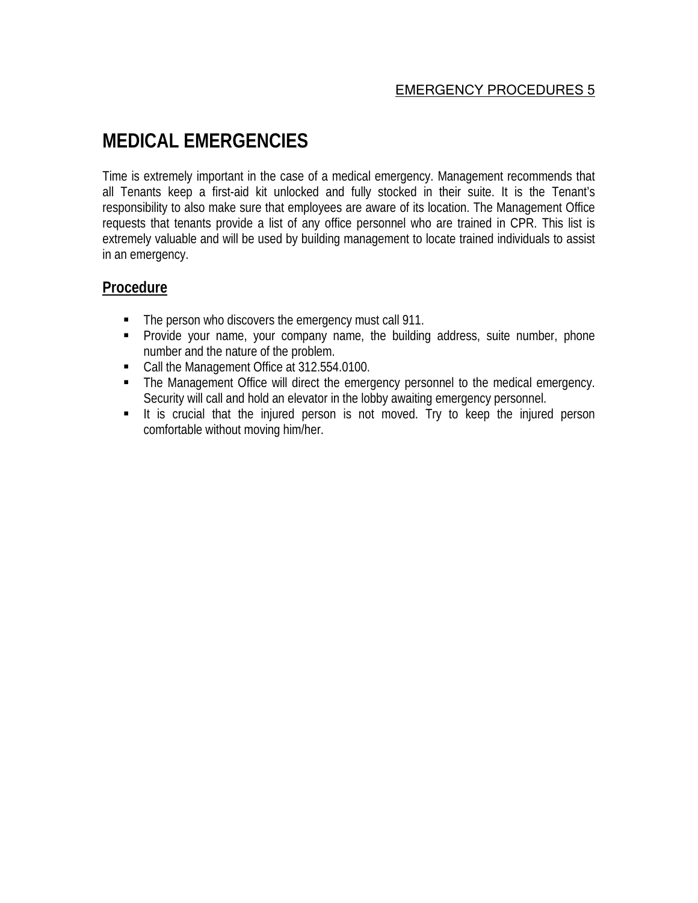# MEDICAL EMERGENCIES

Time is extremely important in the case of a medical emergency. Management recommends that all Tenants keep a first-aid kit unlocked and fully stocked in their suite. It is the Tenant's responsibility to also make sure that employees are aware of its location. The Management Office requests that tenants provide a list of any office personnel who are trained in CPR. This list is extremely valuable and will be used by building management to locate trained individuals to assist in an emergency.

## Procedure

- The person who discovers the emergency must call 911.
- Provide your name, your company name, the building address, suite number, phone number and the nature of the problem.
- Call the Management Office at 312.554.0100.
- The Management Office will direct the emergency personnel to the medical emergency. Security will call and hold an elevator in the lobby awaiting emergency personnel.
- It is crucial that the injured person is not moved. Try to keep the injured person comfortable without moving him/her.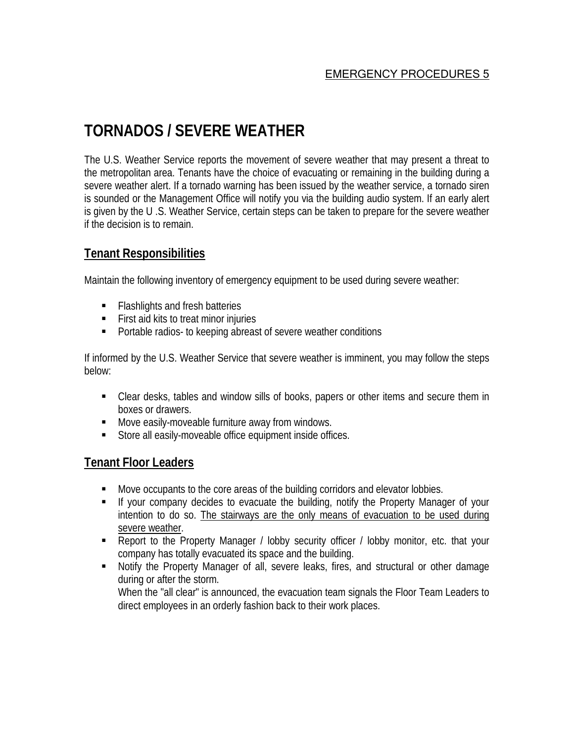# TORNADOS / SEVERE WEATHER

The U.S. Weather Service reports the movement of severe weather that may present a threat to the metropolitan area. Tenants have the choice of evacuating or remaining in the building during a severe weather alert. If a tornado warning has been issued by the weather service, a tornado siren is sounded or the Management Office will notify you via the building audio system. If an early alert is given by the U .S. Weather Service, certain steps can be taken to prepare for the severe weather if the decision is to remain.

## Tenant Responsibilities

Maintain the following inventory of emergency equipment to be used during severe weather:

- Flashlights and fresh batteries
- First aid kits to treat minor injuries
- Portable radios- to keeping abreast of severe weather conditions

If informed by the U.S. Weather Service that severe weather is imminent, you may follow the steps below:

- Clear desks, tables and window sills of books, papers or other items and secure them in boxes or drawers.
- Move easily-moveable furniture away from windows.
- Store all easily-moveable office equipment inside offices.

## Tenant Floor Leaders

- Move occupants to the core areas of the building corridors and elevator lobbies.
- If your company decides to evacuate the building, notify the Property Manager of your intention to do so. <u>The stairways are the only means of evacuation to be used during severe weather</u>.
- Report to the Property Manager / lobby security officer / lobby monitor, etc. that your company has totally evacuated its space and the building.
- Notify the Property Manager of all, severe leaks, fires, and structural or other damage during or after the storm.
  When the "all clear" is announced, the evacuation team signals the Floor Team Leaders to direct employees in an orderly fashion back to their work places.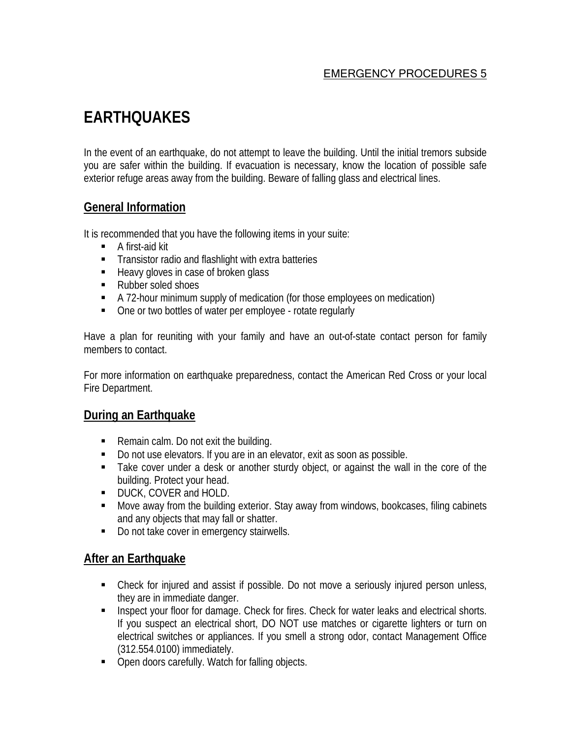# EARTHQUAKES

In the event of an earthquake, do not attempt to leave the building. Until the initial tremors subside you are safer within the building. If evacuation is necessary, know the location of possible safe exterior refuge areas away from the building. Beware of falling glass and electrical lines.

## General Information

It is recommended that you have the following items in your suite:

- A first-aid kit
- Transistor radio and flashlight with extra batteries
- Heavy gloves in case of broken glass
- Rubber soled shoes
- A 72-hour minimum supply of medication (for those employees on medication)
- One or two bottles of water per employee - rotate regularly

Have a plan for reuniting with your family and have an out-of-state contact person for family members to contact.

For more information on earthquake preparedness, contact the American Red Cross or your local Fire Department.

## During an Earthquake

- Remain calm. Do not exit the building.
- Do not use elevators. If you are in an elevator, exit as soon as possible.
- Take cover under a desk or another sturdy object, or against the wall in the core of the building. Protect your head.
- DUCK, COVER and HOLD.
- Move away from the building exterior. Stay away from windows, bookcases, filing cabinets and any objects that may fall or shatter.
- Do not take cover in emergency stairwells.

## After an Earthquake

- Check for injured and assist if possible. Do not move a seriously injured person unless, they are in immediate danger.
- Inspect your floor for damage. Check for fires. Check for water leaks and electrical shorts. If you suspect an electrical short, DO NOT use matches or cigarette lighters or turn on electrical switches or appliances. If you smell a strong odor, contact Management Office (312.554.0100) immediately.
- Open doors carefully. Watch for falling objects.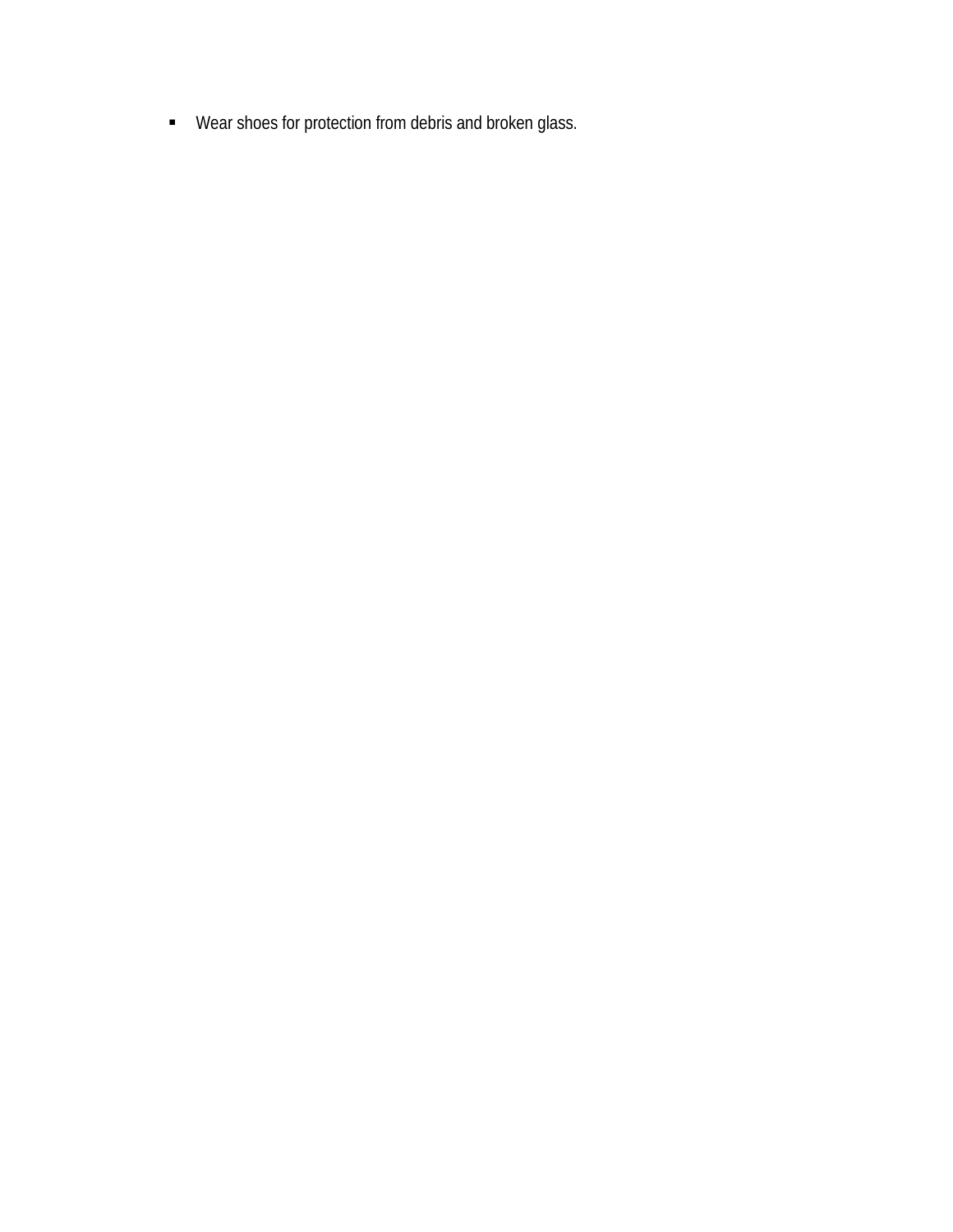- Wear shoes for protection from debris and broken glass.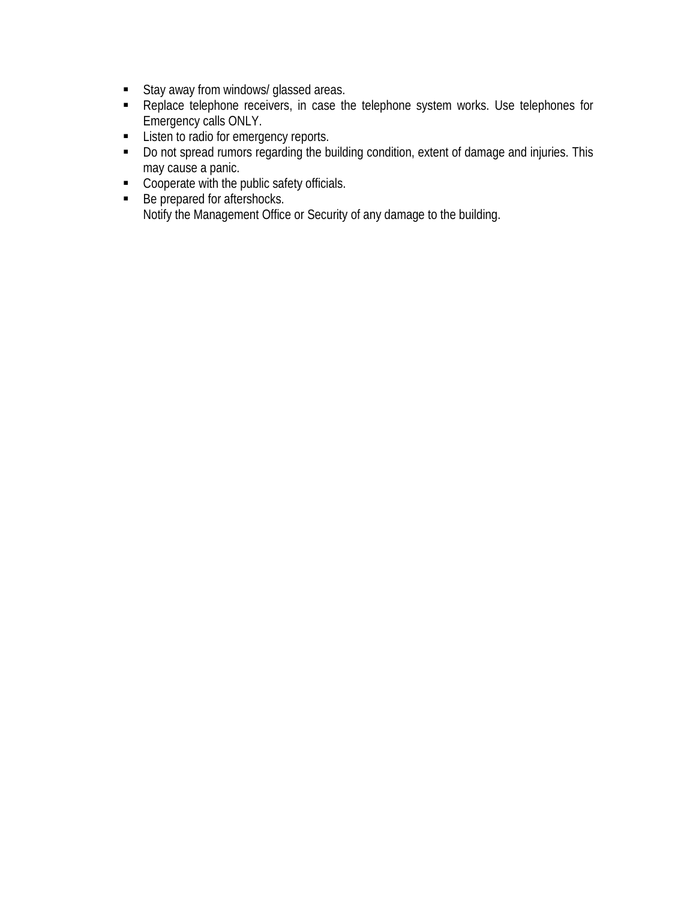- Stay away from windows/ glassed areas.
- Replace telephone receivers, in case the telephone system works. Use telephones for Emergency calls ONLY.
- Listen to radio for emergency reports.
- Do not spread rumors regarding the building condition, extent of damage and injuries. This may cause a panic.
- Cooperate with the public safety officials.
- Be prepared for aftershocks.
  Notify the Management Office or Security of any damage to the building.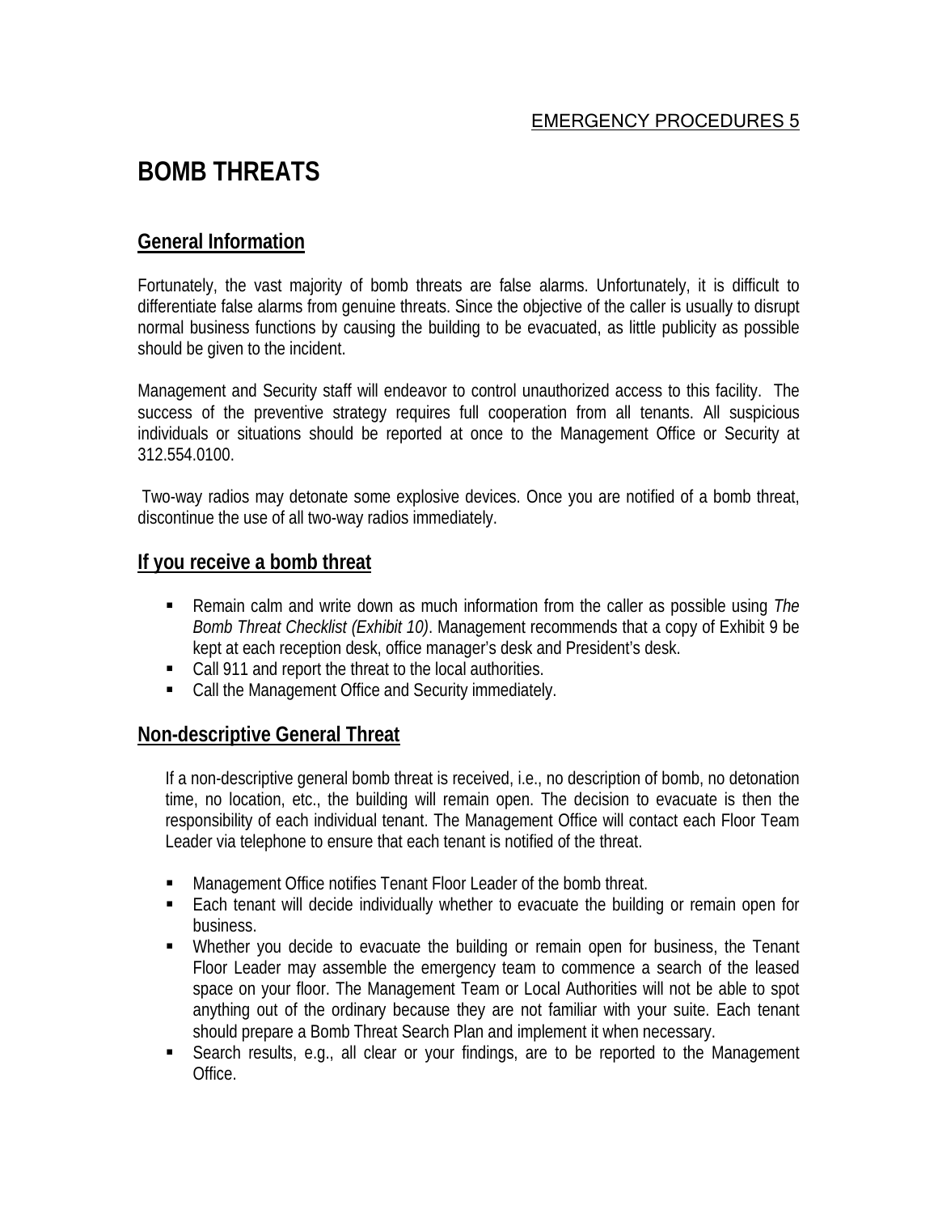# BOMB THREATS

## General Information

Fortunately, the vast majority of bomb threats are false alarms. Unfortunately, it is difficult to differentiate false alarms from genuine threats. Since the objective of the caller is usually to disrupt normal business functions by causing the building to be evacuated, as little publicity as possible should be given to the incident.

Management and Security staff will endeavor to control unauthorized access to this facility. The success of the preventive strategy requires full cooperation from all tenants. All suspicious individuals or situations should be reported at once to the Management Office or Security at 312.554.0100.

Two-way radios may detonate some explosive devices. Once you are notified of a bomb threat, discontinue the use of all two-way radios immediately.

## If you receive a bomb threat

- Remain calm and write down as much information from the caller as possible using *The Bomb Threat Checklist (Exhibit 10)*. Management recommends that a copy of Exhibit 9 be kept at each reception desk, office manager's desk and President's desk.
- Call 911 and report the threat to the local authorities.
- Call the Management Office and Security immediately.

## Non-descriptive General Threat

If a non-descriptive general bomb threat is received, i.e., no description of bomb, no detonation time, no location, etc., the building will remain open. The decision to evacuate is then the responsibility of each individual tenant. The Management Office will contact each Floor Team Leader via telephone to ensure that each tenant is notified of the threat.

- Management Office notifies Tenant Floor Leader of the bomb threat.
- Each tenant will decide individually whether to evacuate the building or remain open for business.
- Whether you decide to evacuate the building or remain open for business, the Tenant Floor Leader may assemble the emergency team to commence a search of the leased space on your floor. The Management Team or Local Authorities will not be able to spot anything out of the ordinary because they are not familiar with your suite. Each tenant should prepare a Bomb Threat Search Plan and implement it when necessary.
- Search results, e.g., all clear or your findings, are to be reported to the Management Office.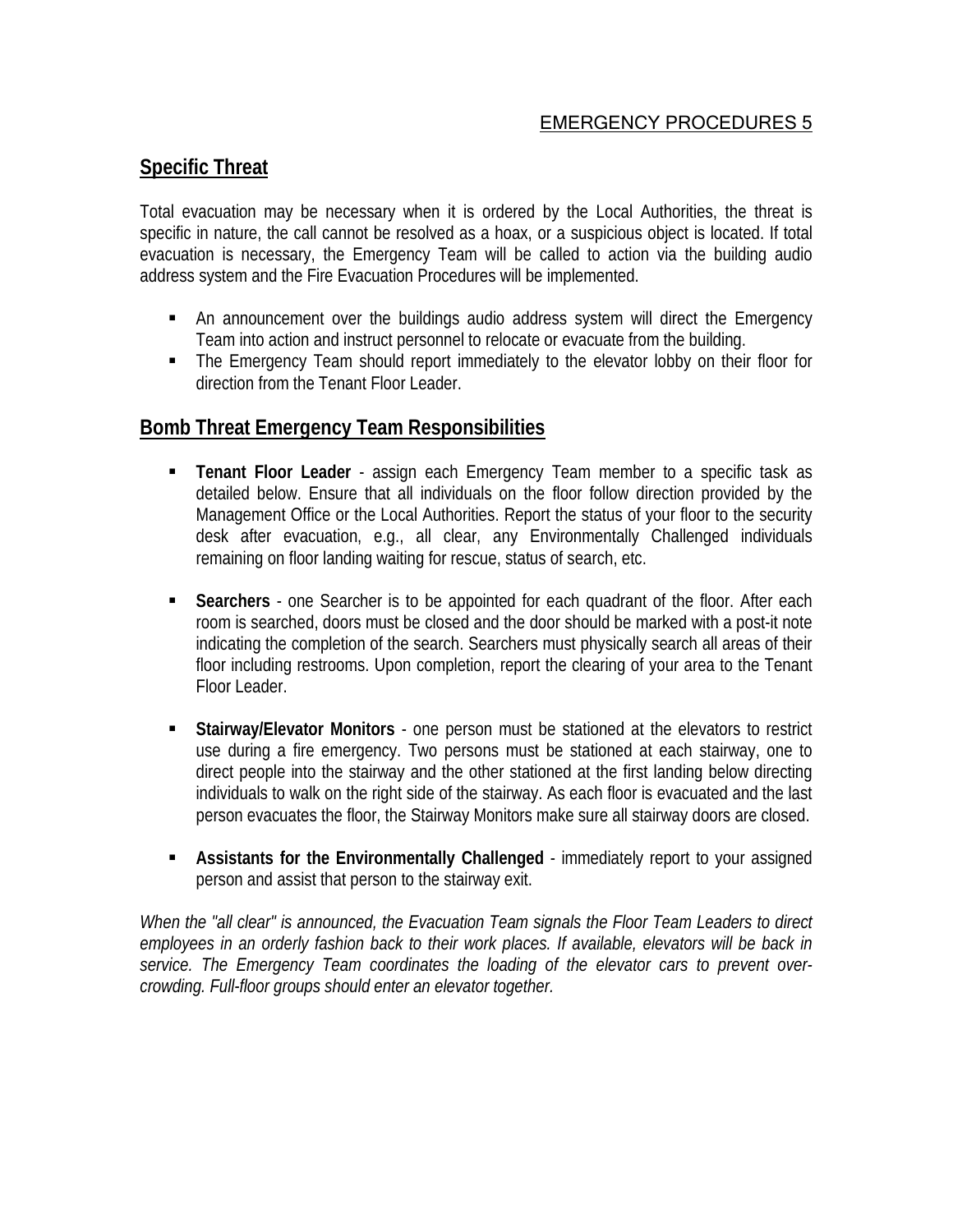## Specific Threat

Total evacuation may be necessary when it is ordered by the Local Authorities, the threat is specific in nature, the call cannot be resolved as a hoax, or a suspicious object is located. If total evacuation is necessary, the Emergency Team will be called to action via the building audio address system and the Fire Evacuation Procedures will be implemented.

- An announcement over the buildings audio address system will direct the Emergency Team into action and instruct personnel to relocate or evacuate from the building.
- The Emergency Team should report immediately to the elevator lobby on their floor for direction from the Tenant Floor Leader.

## Bomb Threat Emergency Team Responsibilities

- **Tenant Floor Leader** - assign each Emergency Team member to a specific task as detailed below. Ensure that all individuals on the floor follow direction provided by the Management Office or the Local Authorities. Report the status of your floor to the security desk after evacuation, e.g., all clear, any Environmentally Challenged individuals remaining on floor landing waiting for rescue, status of search, etc.

- **Searchers** - one Searcher is to be appointed for each quadrant of the floor. After each room is searched, doors must be closed and the door should be marked with a post-it note indicating the completion of the search. Searchers must physically search all areas of their floor including restrooms. Upon completion, report the clearing of your area to the Tenant Floor Leader.

- **Stairway/Elevator Monitors** - one person must be stationed at the elevators to restrict use during a fire emergency. Two persons must be stationed at each stairway, one to direct people into the stairway and the other stationed at the first landing below directing individuals to walk on the right side of the stairway. As each floor is evacuated and the last person evacuates the floor, the Stairway Monitors make sure all stairway doors are closed.

- **Assistants for the Environmentally Challenged** - immediately report to your assigned person and assist that person to the stairway exit.

*When the "all clear" is announced, the Evacuation Team signals the Floor Team Leaders to direct employees in an orderly fashion back to their work places. If available, elevators will be back in service. The Emergency Team coordinates the loading of the elevator cars to prevent over-crowding. Full-floor groups should enter an elevator together.*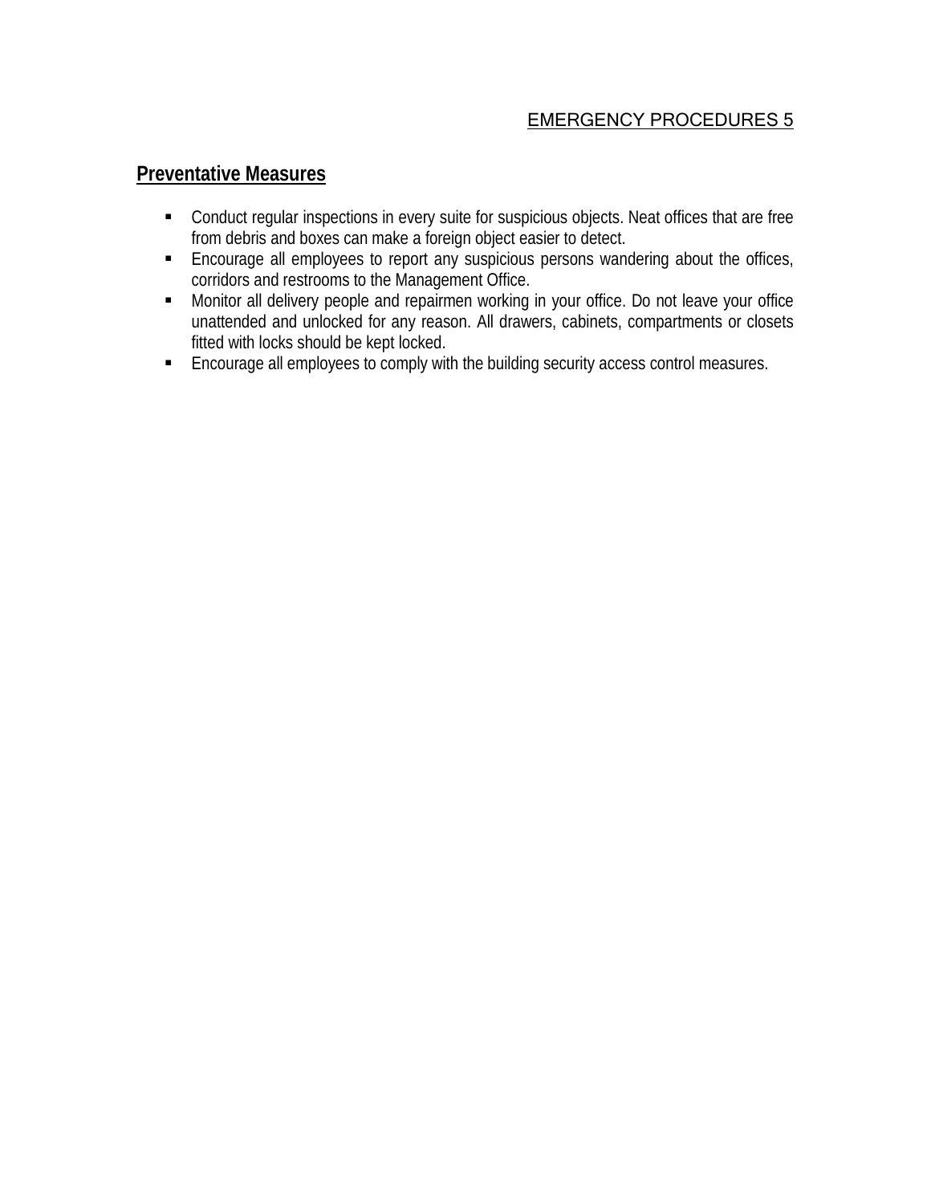## Preventative Measures

- Conduct regular inspections in every suite for suspicious objects. Neat offices that are free from debris and boxes can make a foreign object easier to detect.
- Encourage all employees to report any suspicious persons wandering about the offices, corridors and restrooms to the Management Office.
- Monitor all delivery people and repairmen working in your office. Do not leave your office unattended and unlocked for any reason. All drawers, cabinets, compartments or closets fitted with locks should be kept locked.
- Encourage all employees to comply with the building security access control measures.